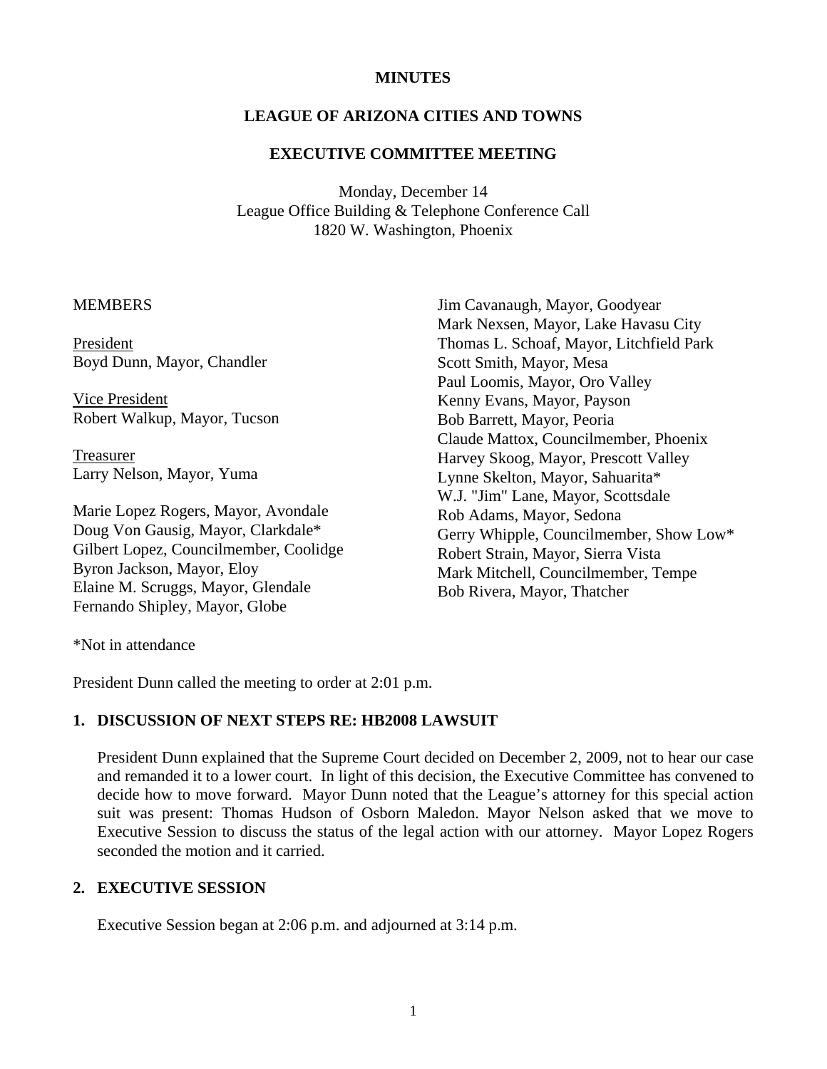**MINUTES**

**LEAGUE OF ARIZONA CITIES AND TOWNS**

**EXECUTIVE COMMITTEE MEETING**

Monday, December 14
League Office Building & Telephone Conference Call
1820 W. Washington, Phoenix

MEMBERS

President
Boyd Dunn, Mayor, Chandler

Vice President
Robert Walkup, Mayor, Tucson

Treasurer
Larry Nelson, Mayor, Yuma

Marie Lopez Rogers, Mayor, Avondale
Doug Von Gausig, Mayor, Clarkdale*
Gilbert Lopez, Councilmember, Coolidge
Byron Jackson, Mayor, Eloy
Elaine M. Scruggs, Mayor, Glendale
Fernando Shipley, Mayor, Globe
Jim Cavanaugh, Mayor, Goodyear
Mark Nexsen, Mayor, Lake Havasu City
Thomas L. Schoaf, Mayor, Litchfield Park
Scott Smith, Mayor, Mesa
Paul Loomis, Mayor, Oro Valley
Kenny Evans, Mayor, Payson
Bob Barrett, Mayor, Peoria
Claude Mattox, Councilmember, Phoenix
Harvey Skoog, Mayor, Prescott Valley
Lynne Skelton, Mayor, Sahuarita*
W.J. "Jim" Lane, Mayor, Scottsdale
Rob Adams, Mayor, Sedona
Gerry Whipple, Councilmember, Show Low*
Robert Strain, Mayor, Sierra Vista
Mark Mitchell, Councilmember, Tempe
Bob Rivera, Mayor, Thatcher

*Not in attendance

President Dunn called the meeting to order at 2:01 p.m.

## 1. DISCUSSION OF NEXT STEPS RE: HB2008 LAWSUIT

President Dunn explained that the Supreme Court decided on December 2, 2009, not to hear our case and remanded it to a lower court. In light of this decision, the Executive Committee has convened to decide how to move forward. Mayor Dunn noted that the League's attorney for this special action suit was present: Thomas Hudson of Osborn Maledon. Mayor Nelson asked that we move to Executive Session to discuss the status of the legal action with our attorney. Mayor Lopez Rogers seconded the motion and it carried.

## 2. EXECUTIVE SESSION

Executive Session began at 2:06 p.m. and adjourned at 3:14 p.m.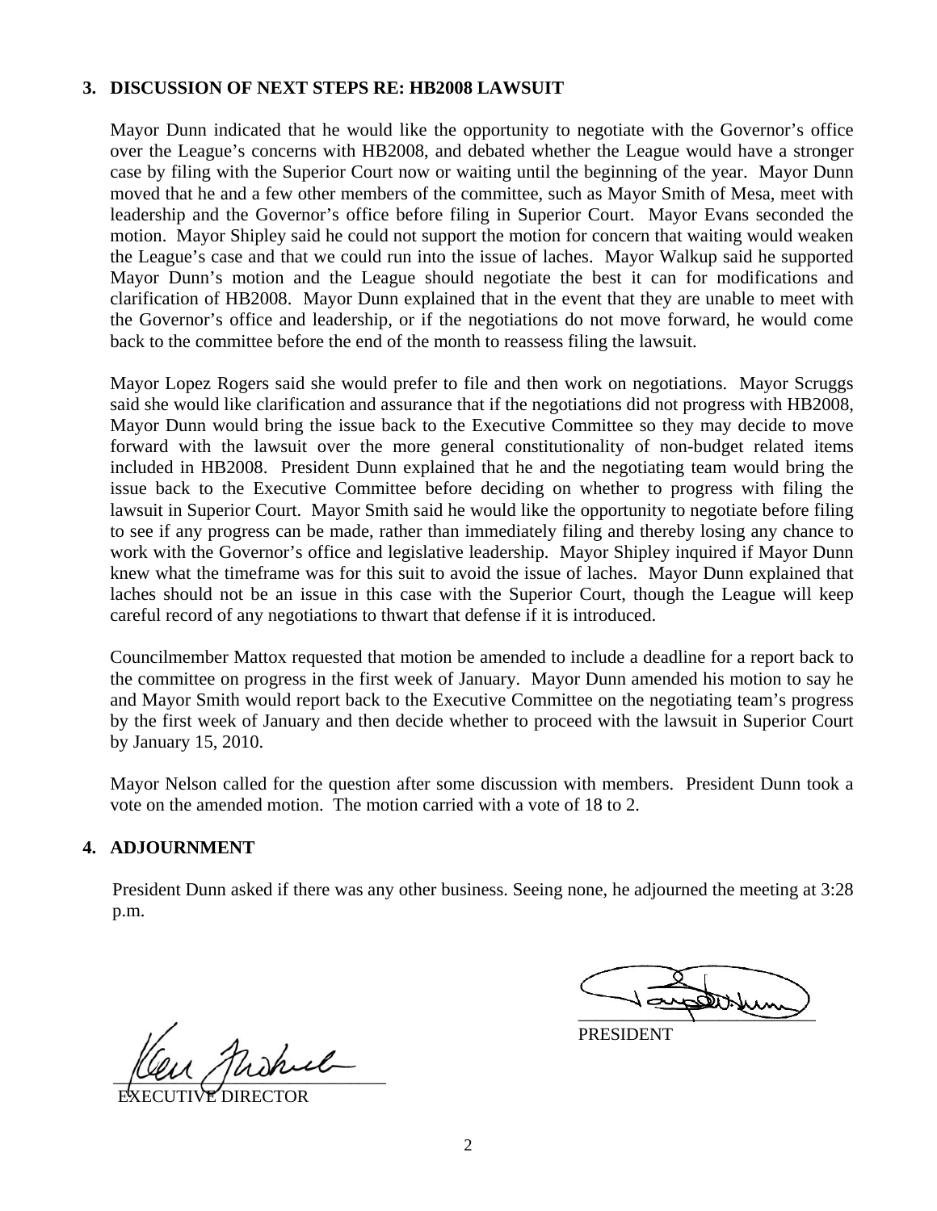**3. DISCUSSION OF NEXT STEPS RE: HB2008 LAWSUIT**

Mayor Dunn indicated that he would like the opportunity to negotiate with the Governor's office over the League's concerns with HB2008, and debated whether the League would have a stronger case by filing with the Superior Court now or waiting until the beginning of the year. Mayor Dunn moved that he and a few other members of the committee, such as Mayor Smith of Mesa, meet with leadership and the Governor's office before filing in Superior Court. Mayor Evans seconded the motion. Mayor Shipley said he could not support the motion for concern that waiting would weaken the League's case and that we could run into the issue of laches. Mayor Walkup said he supported Mayor Dunn's motion and the League should negotiate the best it can for modifications and clarification of HB2008. Mayor Dunn explained that in the event that they are unable to meet with the Governor's office and leadership, or if the negotiations do not move forward, he would come back to the committee before the end of the month to reassess filing the lawsuit.

Mayor Lopez Rogers said she would prefer to file and then work on negotiations. Mayor Scruggs said she would like clarification and assurance that if the negotiations did not progress with HB2008, Mayor Dunn would bring the issue back to the Executive Committee so they may decide to move forward with the lawsuit over the more general constitutionality of non-budget related items included in HB2008. President Dunn explained that he and the negotiating team would bring the issue back to the Executive Committee before deciding on whether to progress with filing the lawsuit in Superior Court. Mayor Smith said he would like the opportunity to negotiate before filing to see if any progress can be made, rather than immediately filing and thereby losing any chance to work with the Governor's office and legislative leadership. Mayor Shipley inquired if Mayor Dunn knew what the timeframe was for this suit to avoid the issue of laches. Mayor Dunn explained that laches should not be an issue in this case with the Superior Court, though the League will keep careful record of any negotiations to thwart that defense if it is introduced.

Councilmember Mattox requested that motion be amended to include a deadline for a report back to the committee on progress in the first week of January. Mayor Dunn amended his motion to say he and Mayor Smith would report back to the Executive Committee on the negotiating team's progress by the first week of January and then decide whether to proceed with the lawsuit in Superior Court by January 15, 2010.

Mayor Nelson called for the question after some discussion with members. President Dunn took a vote on the amended motion. The motion carried with a vote of 18 to 2.

**4. ADJOURNMENT**

President Dunn asked if there was any other business. Seeing none, he adjourned the meeting at 3:28 p.m.

PRESIDENT

EXECUTIVE DIRECTOR